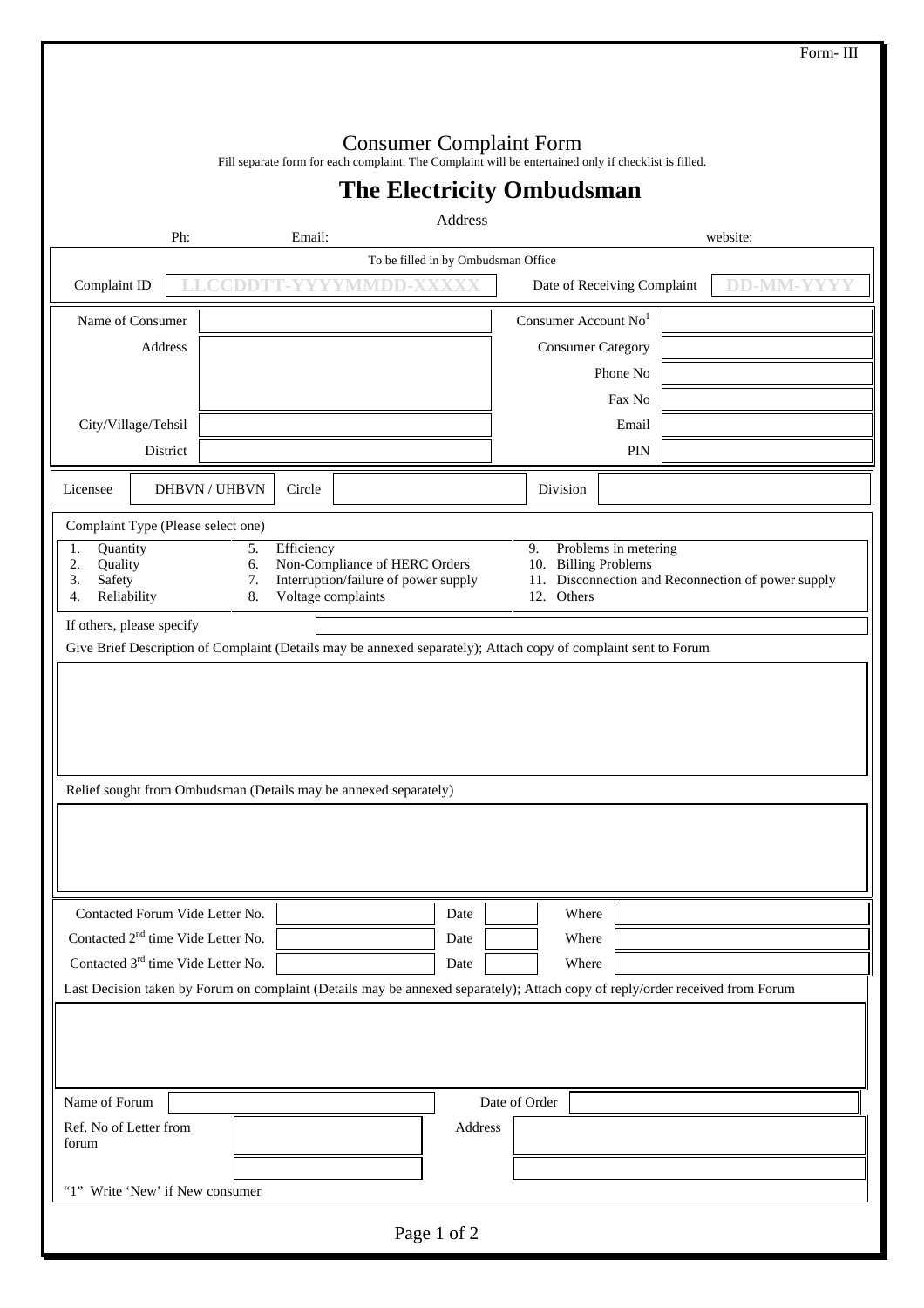Form- III

# Consumer Complaint Form

Fill separate form for each complaint. The Complaint will be entertained only if checklist is filled.

## The Electricity Ombudsman

Address

Ph: Email: website:

To be filled in by Ombudsman Office

| Complaint ID | LLCCDDTT-YYYYMMDD-XXXXX | Date of Receiving Complaint | DD-MM-YYYY |
|---|---|---|---|

| | | | |
|---|---|---|---|
| Name of Consumer | | Consumer Account No[1] | |
| Address | | Consumer Category | |
| | | Phone No | |
| | | Fax No | |
| City/Village/Tehsil | | Email | |
| District | | PIN | |

| Licensee | DHBVN / UHBVN | Circle | | Division | |
|---|---|---|---|---|---|

Complaint Type (Please select one)

| | | |
|---|---|---|
| 1. Quantity | 5. Efficiency | 9. Problems in metering |
| 2. Quality | 6. Non-Compliance of HERC Orders | 10. Billing Problems |
| 3. Safety | 7. Interruption/failure of power supply | 11. Disconnection and Reconnection of power supply |
| 4. Reliability | 8. Voltage complaints | 12. Others |

If others, please specify

Give Brief Description of Complaint (Details may be annexed separately); Attach copy of complaint sent to Forum

Relief sought from Ombudsman (Details may be annexed separately)

| | | | | | |
|---|---|---|---|---|---|
| Contacted Forum Vide Letter No. | | Date | | Where | |
| Contacted 2nd time Vide Letter No. | | Date | | Where | |
| Contacted 3rd time Vide Letter No. | | Date | | Where | |

Last Decision taken by Forum on complaint (Details may be annexed separately); Attach copy of reply/order received from Forum

| | | | |
|---|---|---|---|
| Name of Forum | | Date of Order | |
| Ref. No of Letter from forum | | Address | |

"1" Write 'New' if New consumer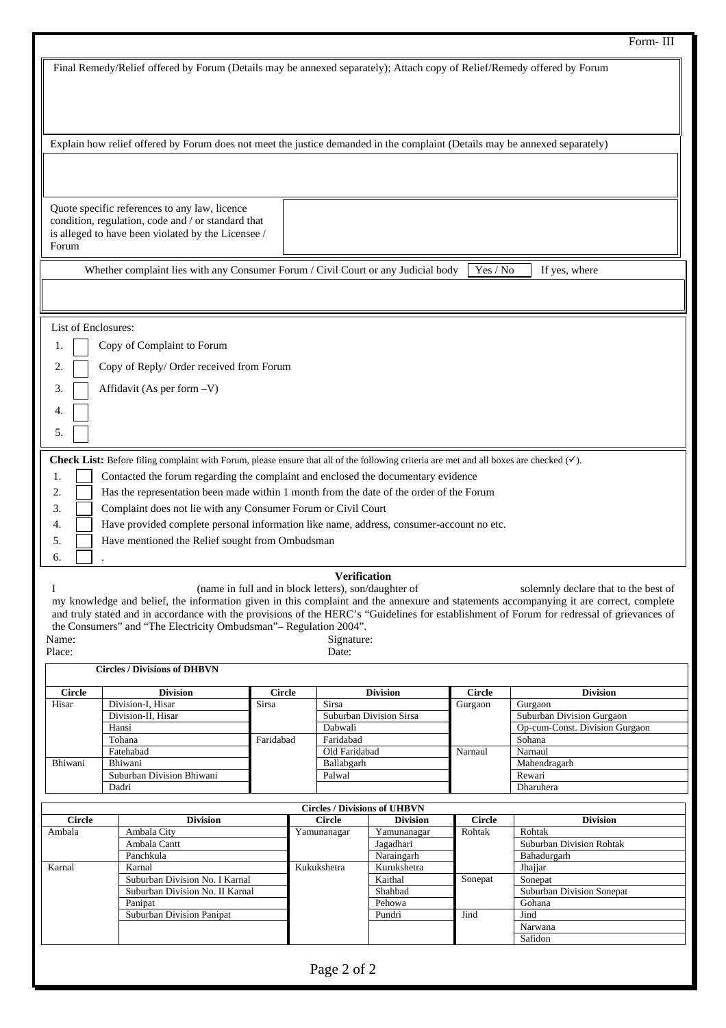Form- III

Final Remedy/Relief offered by Forum (Details may be annexed separately); Attach copy of Relief/Remedy offered by Forum

Explain how relief offered by Forum does not meet the justice demanded in the complaint (Details may be annexed separately)

Quote specific references to any law, licence condition, regulation, code and / or standard that is alleged to have been violated by the Licensee / Forum

Whether complaint lies with any Consumer Forum / Civil Court or any Judicial body | Yes / No | If yes, where

List of Enclosures:

1. ☐ Copy of Complaint to Forum
2. ☐ Copy of Reply/ Order received from Forum
3. ☐ Affidavit (As per form –V)
4. ☐
5. ☐

**Check List:** Before filing complaint with Forum, please ensure that all of the following criteria are met and all boxes are checked (✓).

1. ☐ Contacted the forum regarding the complaint and enclosed the documentary evidence
2. ☐ Has the representation been made within 1 month from the date of the order of the Forum
3. ☐ Complaint does not lie with any Consumer Forum or Civil Court
4. ☐ Have provided complete personal information like name, address, consumer-account no etc.
5. ☐ Have mentioned the Relief sought from Ombudsman
6. ☐ .

**Verification**

I (name in full and in block letters), son/daughter of solemnly declare that to the best of my knowledge and belief, the information given in this complaint and the annexure and statements accompanying it are correct, complete and truly stated and in accordance with the provisions of the HERC's "Guidelines for establishment of Forum for redressal of grievances of the Consumers" and "The Electricity Ombudsman"– Regulation 2004".

Name: Signature:

Place: Date:

**Circles / Divisions of DHBVN**

| Circle | Division | Circle | Division | Circle | Division |
|---|---|---|---|---|---|
| Hisar | Division-I, Hisar | Sirsa | Sirsa | Gurgaon | Gurgaon |
| | Division-II, Hisar | | Suburban Division Sirsa | | Suburban Division Gurgaon |
| | Hansi | | Dabwali | | Op-cum-Const. Division Gurgaon |
| | Tohana | Faridabad | Faridabad | | Sohana |
| | Fatehabad | | Old Faridabad | Narnaul | Narnaul |
| Bhiwani | Bhiwani | | Ballabgarh | | Mahendragarh |
| | Suburban Division Bhiwani | | Palwal | | Rewari |
| | Dadri | | | | Dharuhera |

**Circles / Divisions of UHBVN**

| Circle | Division | Circle | Division | Circle | Division |
|---|---|---|---|---|---|
| Ambala | Ambala City | Yamunanagar | Yamunanagar | Rohtak | Rohtak |
| | Ambala Cantt | | Jagadhari | | Suburban Division Rohtak |
| | Panchkula | | Naraingarh | | Bahadurgarh |
| Karnal | Karnal | Kukukshetra | Kurukshetra | | Jhajjar |
| | Suburban Division No. I Karnal | | Kaithal | Sonepat | Sonepat |
| | Suburban Division No. II Karnal | | Shahbad | | Suburban Division Sonepat |
| | Panipat | | Pehowa | | Gohana |
| | Suburban Division Panipat | | Pundri | Jind | Jind |
| | | | | | Narwana |
| | | | | | Safidon |